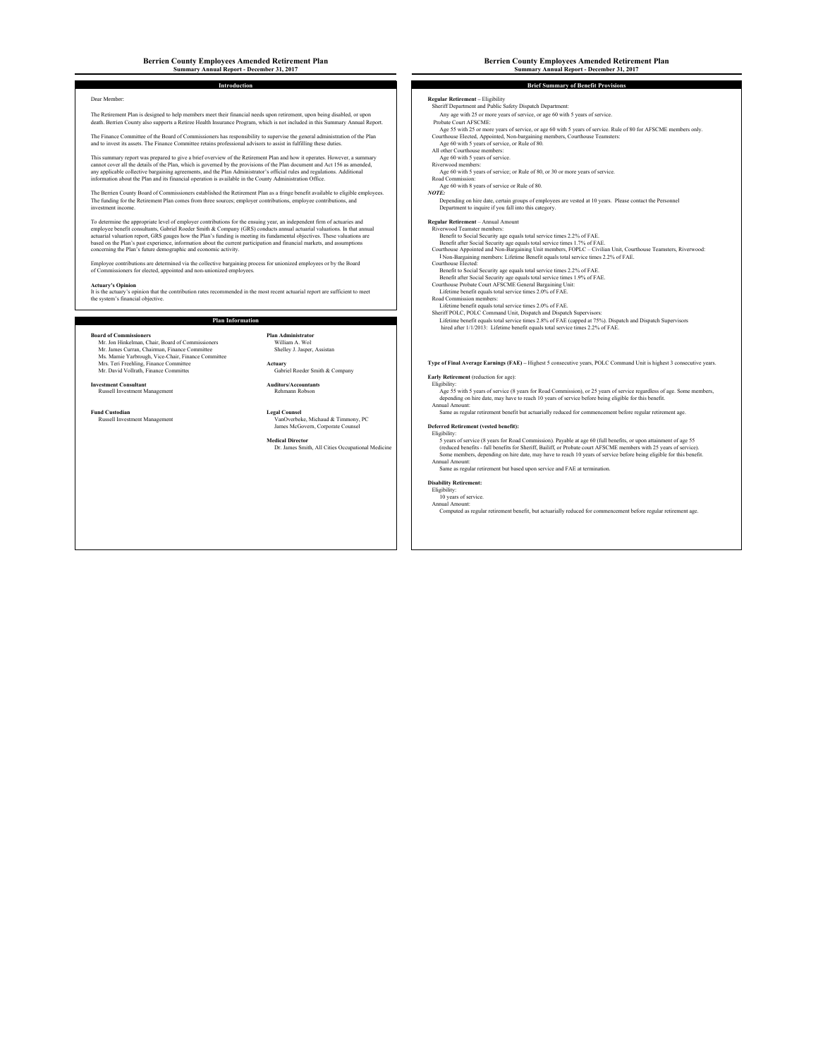# Berrien County Employees Amended Retirement Plan

**Summary Annual Report - December 31, 2017**

## Introduction

Dear Member:

The Retirement Plan is designed to help members meet their financial needs upon retirement, upon being disabled, or upon death. Berrien County also supports a Retiree Health Insurance Program, which is not included in this Summary Annual Report.

The Finance Committee of the Board of Commissioners has responsibility to supervise the general administration of the Plan and to invest its assets. The Finance Committee retains professional advisors to assist in fulfilling these duties.

This summary report was prepared to give a brief overview of the Retirement Plan and how it operates. However, a summary cannot cover all the details of the Plan, which is governed by the provisions of the Plan document and Act 156 as amended, any applicable collective bargaining agreements, and the Plan Administrator's official rules and regulations. Additional information about the Plan and its financial operation is available in the County Administration Office.

The Berrien County Board of Commissioners established the Retirement Plan as a fringe benefit available to eligible employees. The funding for the Retirement Plan comes from three sources; employer contributions, employee contributions, and investment income.

To determine the appropriate level of employer contributions for the ensuing year, an independent firm of actuaries and employee benefit consultants, Gabriel Roeder Smith & Company (GRS) conducts annual actuarial valuations. In that annual actuarial valuation report, GRS gauges how the Plan's funding is meeting its fundamental objectives. These valuations are based on the Plan's past experience, information about the current participation and financial markets, and assumptions concerning the Plan's future demographic and economic activity.

Employee contributions are determined via the collective bargaining process for unionized employees or by the Board of Commissioners for elected, appointed and non-unionized employees.

**Actuary's Opinion**
It is the actuary's opinion that the contribution rates recommended in the most recent actuarial report are sufficient to meet the system's financial objective.

## Plan Information

**Board of Commissioners**
Mr. Jon Hinkelman, Chair, Board of Commissioners
Mr. James Curran, Chairman, Finance Committee
Ms. Mamie Yarbrough, Vice-Chair, Finance Committee
Mrs. Teri Freehling, Finance Committee
Mr. David Vollrath, Finance Committee

**Investment Consultant**
Russell Investment Management

**Fund Custodian**
Russell Investment Management

**Plan Administrator**
William A. Wol
Shelley J. Jasper, Assistan

**Actuary**
Gabriel Roeder Smith & Company

**Auditors/Accountants**
Rehmann Robson

**Legal Counsel**
VanOverbeke, Michaud & Timmony, PC
James McGovern, Corporate Counsel

**Medical Director**
Dr. James Smith, All Cities Occupational Medicine

## Brief Summary of Benefit Provisions

**Regular Retirement** – Eligibility

Sheriff Department and Public Safety Dispatch Department:
Any age with 25 or more years of service, or age 60 with 5 years of service.

Probate Court AFSCME:
Age 55 with 25 or more years of service, or age 60 with 5 years of service. Rule of 80 for AFSCME members only.

Courthouse Elected, Appointed, Non-bargaining members, Courthouse Teamsters:
Age 60 with 5 years of service, or Rule of 80.

All other Courthouse members:
Age 60 with 5 years of service.

Riverwood members:
Age 60 with 5 years of service; or Rule of 80, or 30 or more years of service.

Road Commission:
Age 60 with 8 years of service or Rule of 80.

***NOTE:***
Depending on hire date, certain groups of employees are vested at 10 years. Please contact the Personnel Department to inquire if you fall into this category.

**Regular Retirement** – Annual Amount

Riverwood Teamster members:
Benefit to Social Security age equals total service times 2.2% of FAE.
Benefit after Social Security age equals total service times 1.7% of FAE.

Courthouse Appointed and Non-Bargaining Unit members, FOPLC – Civilian Unit, Courthouse Teamsters, Riverwood:
I Non-Bargaining members: Lifetime Benefit equals total service times 2.2% of FAE.

Courthouse Elected:
Benefit to Social Security age equals total service times 2.2% of FAE.
Benefit after Social Security age equals total service times 1.9% of FAE.

Courthouse Probate Court AFSCME General Bargaining Unit:
Lifetime benefit equals total service times 2.0% of FAE.

Road Commission members:
Lifetime benefit equals total service times 2.0% of FAE.

Sheriff POLC, POLC Command Unit, Dispatch and Dispatch Supervisors:
Lifetime benefit equals total service times 2.8% of FAE (capped at 75%). Dispatch and Dispatch Supervisors hired after 1/1/2013: Lifetime benefit equals total service times 2.2% of FAE.

**Type of Final Average Earnings (FAE) –** Highest 5 consecutive years, POLC Command Unit is highest 3 consecutive years.

**Early Retirement** (reduction for age):

Eligibility:
Age 55 with 5 years of service (8 years for Road Commission), or 25 years of service regardless of age. Some members, depending on hire date, may have to reach 10 years of service before being eligible for this benefit.

Annual Amount:
Same as regular retirement benefit but actuarially reduced for commencement before regular retirement age.

**Deferred Retirement (vested benefit):**

Eligibility:
5 years of service (8 years for Road Commission). Payable at age 60 (full benefits, or upon attainment of age 55 (reduced benefits - full benefits for Sheriff, Bailiff, or Probate court AFSCME members with 25 years of service). Some members, depending on hire date, may have to reach 10 years of service before being eligible for this benefit.

Annual Amount:
Same as regular retirement but based upon service and FAE at termination.

**Disability Retirement:**

Eligibility:
10 years of service.

Annual Amount:
Computed as regular retirement benefit, but actuarially reduced for commencement before regular retirement age.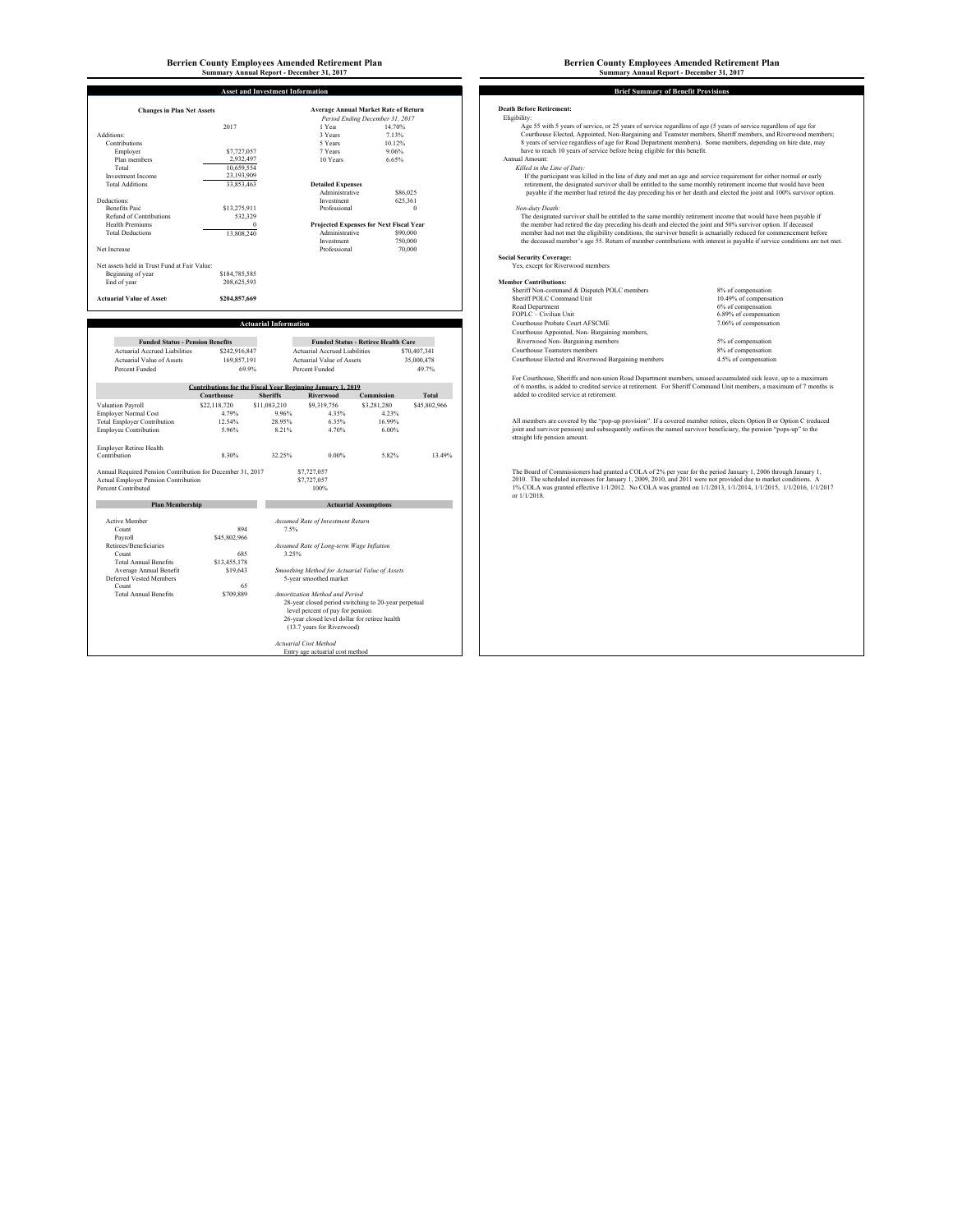# Berrien County Employees Amended Retirement Plan

**Summary Annual Report - December 31, 2017**

## Asset and Investment Information

**Changes in Plan Net Assets**

| | 2017 |
|---|---|
| Additions: | |
| Contributions | |
| Employer | $7,727,057 |
| Plan members | 2,932,497 |
| Total | 10,659,554 |
| Investment Income | 23,193,909 |
| Total Additions | 33,853,463 |
| Deductions: | |
| Benefits Paid | $13,275,911 |
| Refund of Contributions | 532,329 |
| Health Premiums | 0 |
| Total Deductions | 13,808,240 |
| Net Increase | |
| Net assets held in Trust Fund at Fair Value: | |
| Beginning of year | $184,785,585 |
| End of year | 208,625,593 |
| **Actuarial Value of Asset** | **$204,857,669** |

**Average Annual Market Rate of Return**

*Period Ending December 31, 2017*

| | |
|---|---|
| 1 Year | 14.70% |
| 3 Years | 7.13% |
| 5 Years | 10.12% |
| 7 Years | 9.06% |
| 10 Years | 6.65% |

**Detailed Expenses**

| | |
|---|---|
| Administrative | $86,025 |
| Investment | 625,361 |
| Professional | 0 |

**Projected Expenses for Next Fiscal Year**

| | |
|---|---|
| Administrative | $90,000 |
| Investment | 750,000 |
| Professional | 70,000 |

## Actuarial Information

**Funded Status - Pension Benefits**

| | |
|---|---|
| Actuarial Accrued Liabilities | $242,916,847 |
| Actuarial Value of Assets | 169,857,191 |
| Percent Funded | 69.9% |

**Funded Status - Retiree Health Care**

| | |
|---|---|
| Actuarial Accrued Liabilities | $70,407,341 |
| Actuarial Value of Assets | 35,000,478 |
| Percent Funded | 49.7% |

**Contributions for the Fiscal Year Beginning January 1, 2019**

| | Courthouse | Sheriffs | Riverwood | Commission | Total |
|---|---|---|---|---|---|
| Valuation Payroll | $22,118,720 | $11,083,210 | $9,319,756 | $3,281,280 | $45,802,966 |
| Employer Normal Cost | 4.79% | 9.96% | 4.35% | 4.23% | |
| Total Employer Contribution | 12.54% | 28.95% | 6.35% | 16.99% | |
| Employee Contribution | 5.96% | 8.21% | 4.70% | 6.00% | |
| Employer Retiree Health Contribution | 8.30% | 32.25% | 0.00% | 5.82% | 13.49% |

| | |
|---|---|
| Annual Required Pension Contribution for December 31, 2017 | $7,727,057 |
| Actual Employer Pension Contribution | $7,727,057 |
| Percent Contributed | 100% |

**Plan Membership**

| | |
|---|---|
| Active Member | |
| Count | 894 |
| Payroll | $45,802,966 |
| Retirees/Beneficiaries | |
| Count | 685 |
| Total Annual Benefits | $13,455,178 |
| Average Annual Benefit | $19,643 |
| Deferred Vested Members | |
| Count | 65 |
| Total Annual Benefits | $709,889 |

**Actuarial Assumptions**

*Assumed Rate of Investment Return*
7.5%

*Assumed Rate of Long-term Wage Inflation*
3.25%

*Smoothing Method for Actuarial Value of Assets*
5-year smoothed market

*Amortization Method and Period*
28-year closed period switching to 20-year perpetual level percent of pay for pension
26-year closed level dollar for retiree health (13.7 years for Riverwood)

*Actuarial Cost Method*
Entry age actuarial cost method

## Brief Summary of Benefit Provisions

**Death Before Retirement:**

Eligibility:

Age 55 with 5 years of service, or 25 years of service regardless of age (5 years of service regardless of age for Courthouse Elected, Appointed, Non-Bargaining and Teamster members, Sheriff members, and Riverwood members; 8 years of service regardless of age for Road Department members). Some members, depending on hire date, may have to reach 10 years of service before being eligible for this benefit.

Annual Amount:

*Killed in the Line of Duty:*

If the participant was killed in the line of duty and met an age and service requirement for either normal or early retirement, the designated survivor shall be entitled to the same monthly retirement income that would have been payable if the member had retired the day preceding his or her death and elected the joint and 100% survivor option.

*Non-duty Death:*

The designated survivor shall be entitled to the same monthly retirement income that would have been payable if the member had retired the day preceding his death and elected the joint and 50% survivor option. If deceased member had not met the eligibility conditions, the survivor benefit is actuarially reduced for commencement before the deceased member's age 55. Return of member contributions with interest is payable if service conditions are not met.

**Social Security Coverage:**

Yes, except for Riverwood members

**Member Contributions:**

| | |
|---|---|
| Sheriff Non-command & Dispatch POLC members | 8% of compensation |
| Sheriff POLC Command Unit | 10.49% of compensation |
| Road Department | 6% of compensation |
| FOPLC – Civilian Unit | 6.89% of compensation |
| Courthouse Probate Court AFSCME | 7.06% of compensation |
| Courthouse Appointed, Non- Bargaining members, Riverwood Non- Bargaining members | 5% of compensation |
| Courthouse Teamsters members | 8% of compensation |
| Courthouse Elected and Riverwood Bargaining members | 4.5% of compensation |

For Courthouse, Sheriffs and non-union Road Department members, unused accumulated sick leave, up to a maximum of 6 months, is added to credited service at retirement. For Sheriff Command Unit members, a maximum of 7 months is added to credited service at retirement.

All members are covered by the "pop-up provision". If a covered member retires, elects Option B or Option C (reduced joint and survivor pension) and subsequently outlives the named survivor beneficiary, the pension "pops-up" to the straight life pension amount.

The Board of Commissioners had granted a COLA of 2% per year for the period January 1, 2006 through January 1, 2010. The scheduled increases for January 1, 2009, 2010, and 2011 were not provided due to market conditions. A 1% COLA was granted effective 1/1/2012. No COLA was granted on 1/1/2013, 1/1/2014, 1/1/2015, 1/1/2016, 1/1/2017 or 1/1/2018.